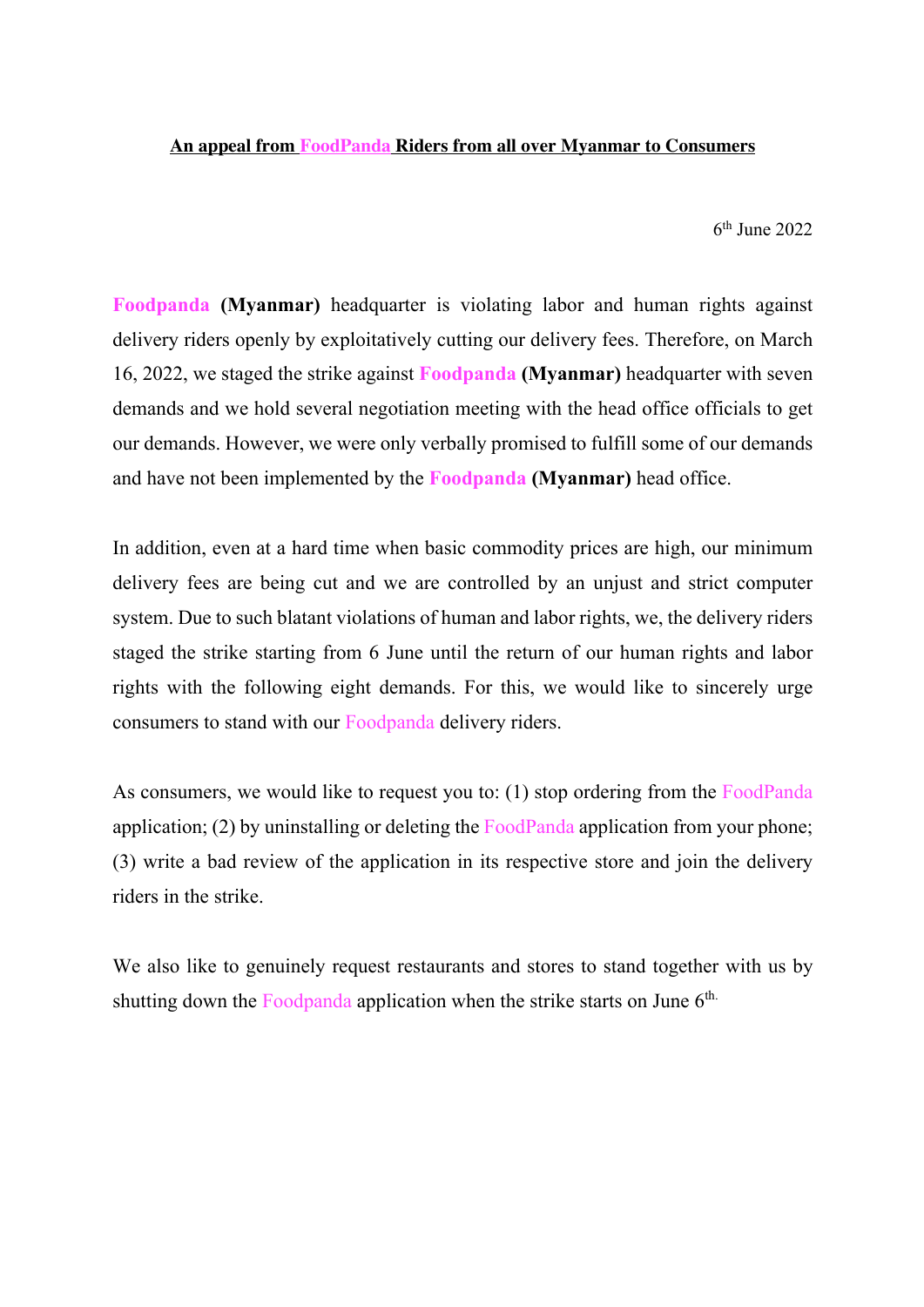**<u>An appeal from FoodPanda Riders from all over Myanmar to Consumers</u>**

6th June 2022

**Foodpanda (Myanmar)** headquarter is violating labor and human rights against delivery riders openly by exploitatively cutting our delivery fees. Therefore, on March 16, 2022, we staged the strike against **Foodpanda (Myanmar)** headquarter with seven demands and we hold several negotiation meeting with the head office officials to get our demands. However, we were only verbally promised to fulfill some of our demands and have not been implemented by the **Foodpanda (Myanmar)** head office.

In addition, even at a hard time when basic commodity prices are high, our minimum delivery fees are being cut and we are controlled by an unjust and strict computer system. Due to such blatant violations of human and labor rights, we, the delivery riders staged the strike starting from 6 June until the return of our human rights and labor rights with the following eight demands. For this, we would like to sincerely urge consumers to stand with our Foodpanda delivery riders.

As consumers, we would like to request you to: (1) stop ordering from the FoodPanda application; (2) by uninstalling or deleting the FoodPanda application from your phone; (3) write a bad review of the application in its respective store and join the delivery riders in the strike.

We also like to genuinely request restaurants and stores to stand together with us by shutting down the Foodpanda application when the strike starts on June 6th.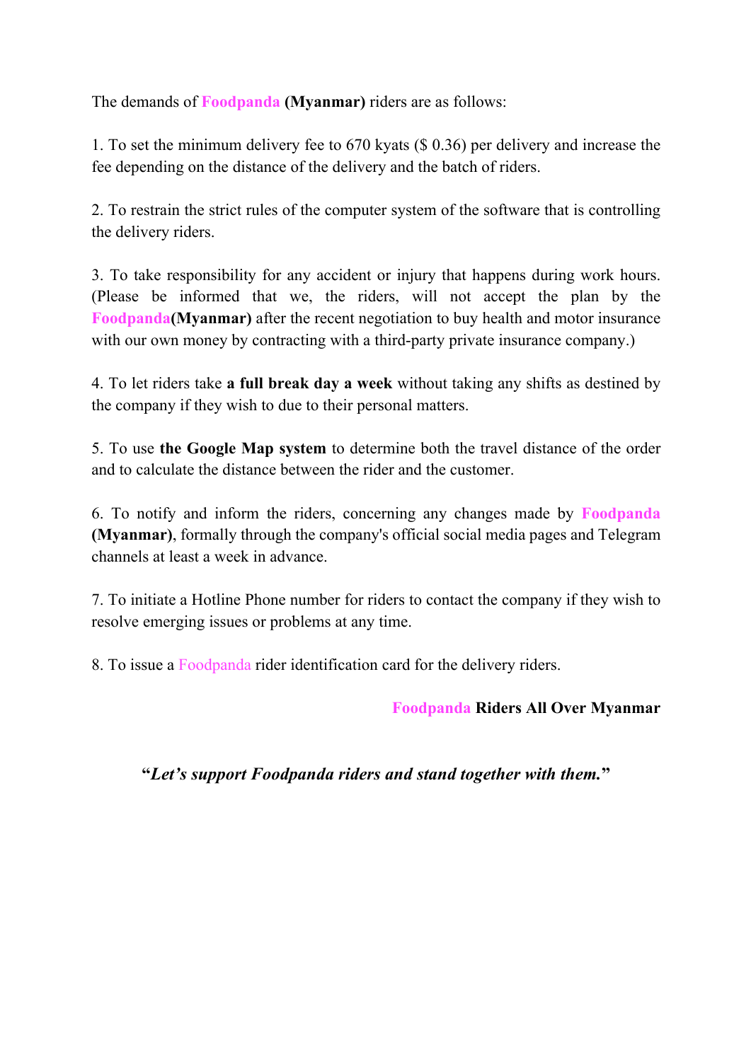The demands of **Foodpanda (Myanmar)** riders are as follows:

1. To set the minimum delivery fee to 670 kyats ($ 0.36) per delivery and increase the fee depending on the distance of the delivery and the batch of riders.

2. To restrain the strict rules of the computer system of the software that is controlling the delivery riders.

3. To take responsibility for any accident or injury that happens during work hours. (Please be informed that we, the riders, will not accept the plan by the **Foodpanda(Myanmar)** after the recent negotiation to buy health and motor insurance with our own money by contracting with a third-party private insurance company.)

4. To let riders take **a full break day a week** without taking any shifts as destined by the company if they wish to due to their personal matters.

5. To use **the Google Map system** to determine both the travel distance of the order and to calculate the distance between the rider and the customer.

6. To notify and inform the riders, concerning any changes made by **Foodpanda (Myanmar)**, formally through the company's official social media pages and Telegram channels at least a week in advance.

7. To initiate a Hotline Phone number for riders to contact the company if they wish to resolve emerging issues or problems at any time.

8. To issue a Foodpanda rider identification card for the delivery riders.

**Foodpanda Riders All Over Myanmar**

**"*Let's support Foodpanda riders and stand together with them.*"**